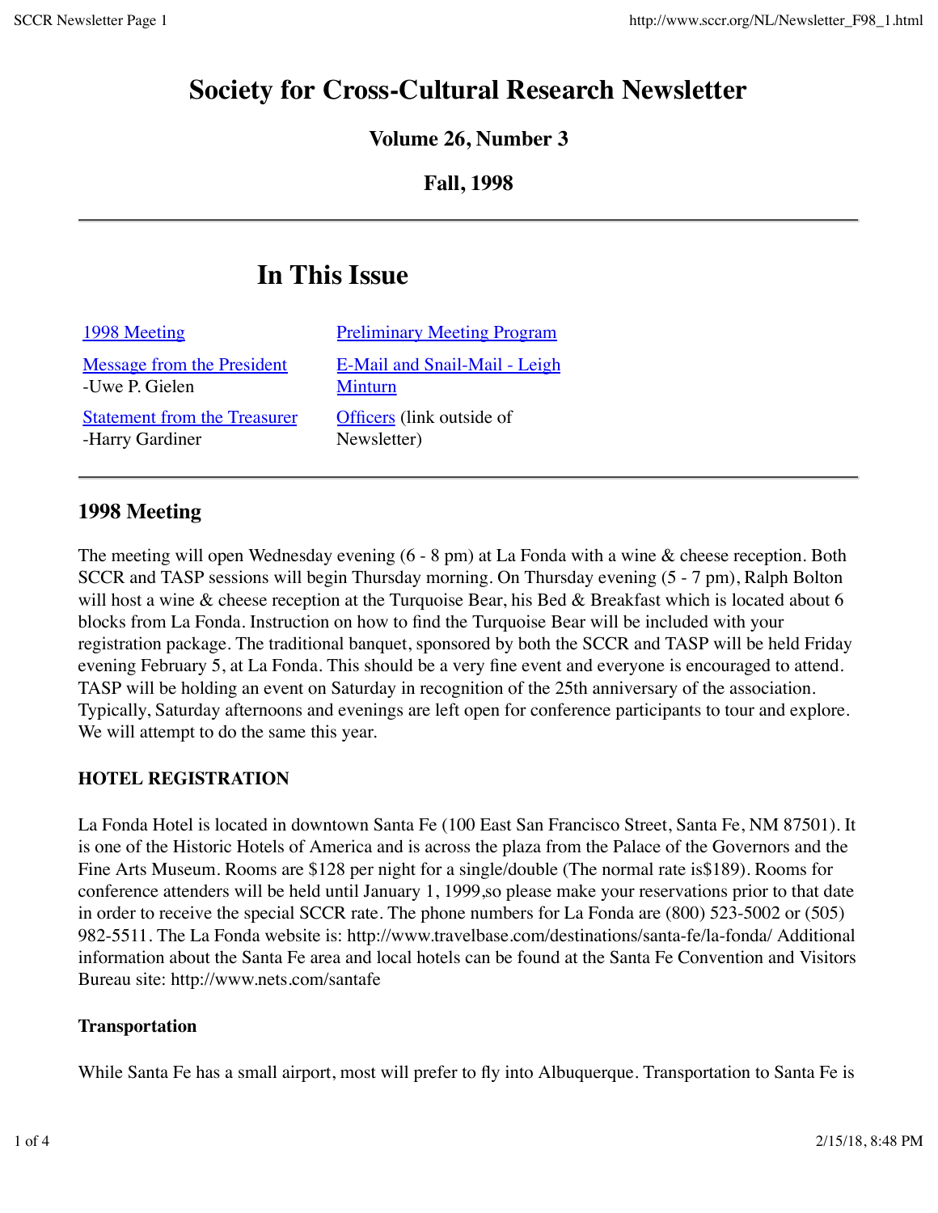# Society for Cross-Cultural Research Newsletter

### Volume 26, Number 3

### Fall, 1998

---

## In This Issue

| | |
|---|---|
| 1998 Meeting | Preliminary Meeting Program |
| Message from the President -Uwe P. Gielen | E-Mail and Snail-Mail - Leigh Minturn |
| Statement from the Treasurer -Harry Gardiner | Officers (link outside of Newsletter) |

---

## 1998 Meeting

The meeting will open Wednesday evening (6 - 8 pm) at La Fonda with a wine & cheese reception. Both SCCR and TASP sessions will begin Thursday morning. On Thursday evening (5 - 7 pm), Ralph Bolton will host a wine & cheese reception at the Turquoise Bear, his Bed & Breakfast which is located about 6 blocks from La Fonda. Instruction on how to find the Turquoise Bear will be included with your registration package. The traditional banquet, sponsored by both the SCCR and TASP will be held Friday evening February 5, at La Fonda. This should be a very fine event and everyone is encouraged to attend. TASP will be holding an event on Saturday in recognition of the 25th anniversary of the association. Typically, Saturday afternoons and evenings are left open for conference participants to tour and explore. We will attempt to do the same this year.

**HOTEL REGISTRATION**

La Fonda Hotel is located in downtown Santa Fe (100 East San Francisco Street, Santa Fe, NM 87501). It is one of the Historic Hotels of America and is across the plaza from the Palace of the Governors and the Fine Arts Museum. Rooms are $128 per night for a single/double (The normal rate is$189). Rooms for conference attenders will be held until January 1, 1999,so please make your reservations prior to that date in order to receive the special SCCR rate. The phone numbers for La Fonda are (800) 523-5002 or (505) 982-5511. The La Fonda website is: http://www.travelbase.com/destinations/santa-fe/la-fonda/ Additional information about the Santa Fe area and local hotels can be found at the Santa Fe Convention and Visitors Bureau site: http://www.nets.com/santafe

**Transportation**

While Santa Fe has a small airport, most will prefer to fly into Albuquerque. Transportation to Santa Fe is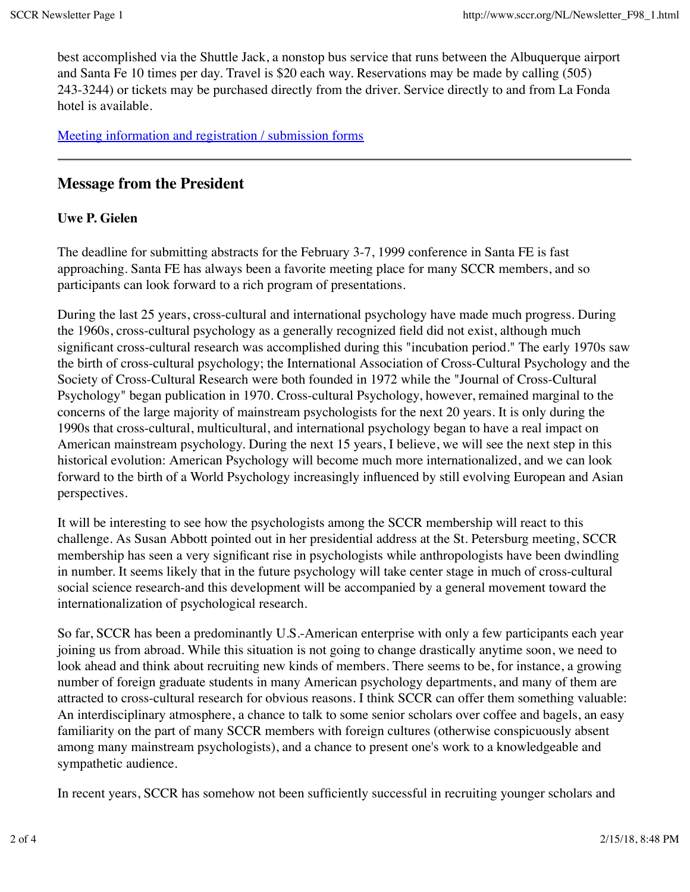best accomplished via the Shuttle Jack, a nonstop bus service that runs between the Albuquerque airport and Santa Fe 10 times per day. Travel is $20 each way. Reservations may be made by calling (505) 243-3244) or tickets may be purchased directly from the driver. Service directly to and from La Fonda hotel is available.

[Meeting information and registration / submission forms]

---

## Message from the President

**Uwe P. Gielen**

The deadline for submitting abstracts for the February 3-7, 1999 conference in Santa FE is fast approaching. Santa FE has always been a favorite meeting place for many SCCR members, and so participants can look forward to a rich program of presentations.

During the last 25 years, cross-cultural and international psychology have made much progress. During the 1960s, cross-cultural psychology as a generally recognized field did not exist, although much significant cross-cultural research was accomplished during this "incubation period." The early 1970s saw the birth of cross-cultural psychology; the International Association of Cross-Cultural Psychology and the Society of Cross-Cultural Research were both founded in 1972 while the "Journal of Cross-Cultural Psychology" began publication in 1970. Cross-cultural Psychology, however, remained marginal to the concerns of the large majority of mainstream psychologists for the next 20 years. It is only during the 1990s that cross-cultural, multicultural, and international psychology began to have a real impact on American mainstream psychology. During the next 15 years, I believe, we will see the next step in this historical evolution: American Psychology will become much more internationalized, and we can look forward to the birth of a World Psychology increasingly influenced by still evolving European and Asian perspectives.

It will be interesting to see how the psychologists among the SCCR membership will react to this challenge. As Susan Abbott pointed out in her presidential address at the St. Petersburg meeting, SCCR membership has seen a very significant rise in psychologists while anthropologists have been dwindling in number. It seems likely that in the future psychology will take center stage in much of cross-cultural social science research-and this development will be accompanied by a general movement toward the internationalization of psychological research.

So far, SCCR has been a predominantly U.S.-American enterprise with only a few participants each year joining us from abroad. While this situation is not going to change drastically anytime soon, we need to look ahead and think about recruiting new kinds of members. There seems to be, for instance, a growing number of foreign graduate students in many American psychology departments, and many of them are attracted to cross-cultural research for obvious reasons. I think SCCR can offer them something valuable: An interdisciplinary atmosphere, a chance to talk to some senior scholars over coffee and bagels, an easy familiarity on the part of many SCCR members with foreign cultures (otherwise conspicuously absent among many mainstream psychologists), and a chance to present one's work to a knowledgeable and sympathetic audience.

In recent years, SCCR has somehow not been sufficiently successful in recruiting younger scholars and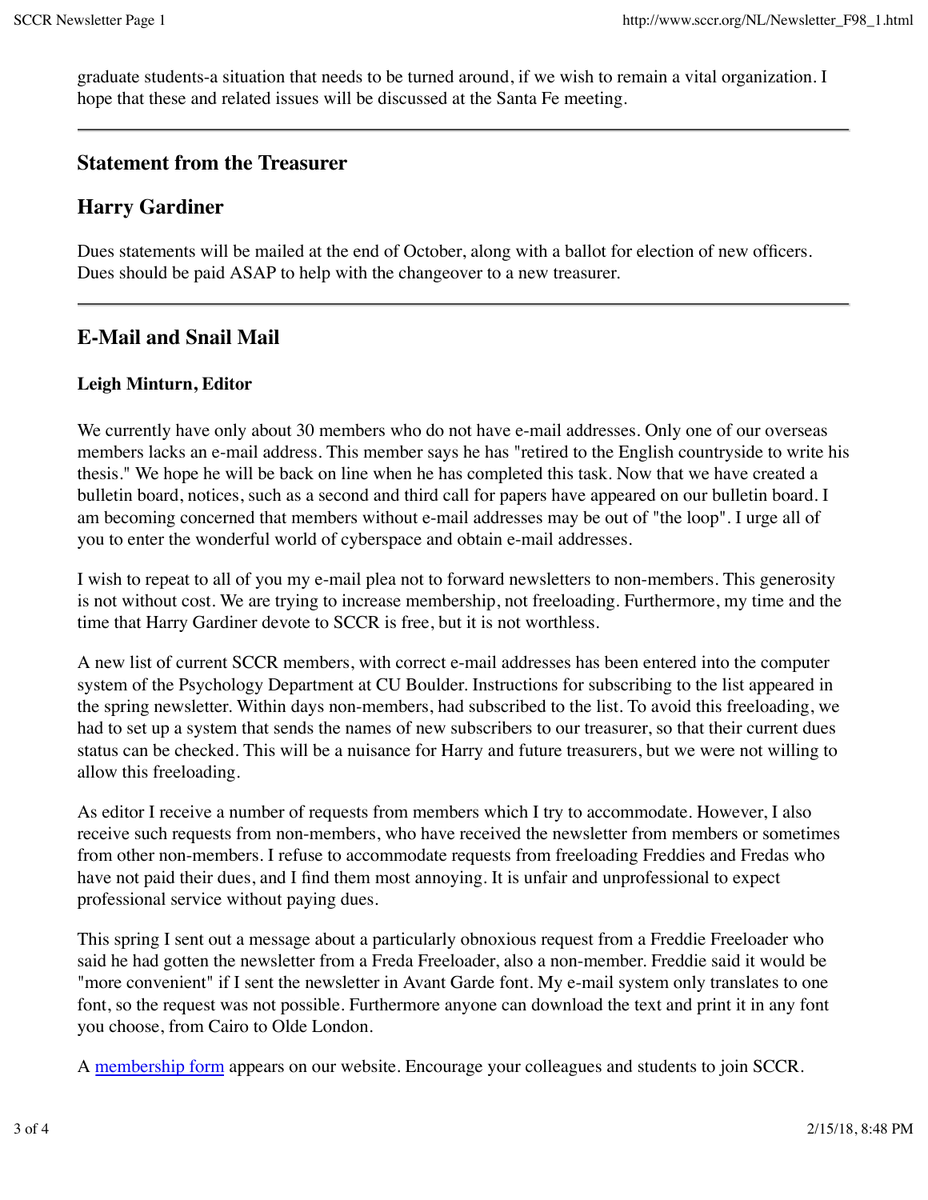graduate students-a situation that needs to be turned around, if we wish to remain a vital organization. I hope that these and related issues will be discussed at the Santa Fe meeting.

---

## Statement from the Treasurer

## Harry Gardiner

Dues statements will be mailed at the end of October, along with a ballot for election of new officers. Dues should be paid ASAP to help with the changeover to a new treasurer.

---

## E-Mail and Snail Mail

**Leigh Minturn, Editor**

We currently have only about 30 members who do not have e-mail addresses. Only one of our overseas members lacks an e-mail address. This member says he has "retired to the English countryside to write his thesis." We hope he will be back on line when he has completed this task. Now that we have created a bulletin board, notices, such as a second and third call for papers have appeared on our bulletin board. I am becoming concerned that members without e-mail addresses may be out of "the loop". I urge all of you to enter the wonderful world of cyberspace and obtain e-mail addresses.

I wish to repeat to all of you my e-mail plea not to forward newsletters to non-members. This generosity is not without cost. We are trying to increase membership, not freeloading. Furthermore, my time and the time that Harry Gardiner devote to SCCR is free, but it is not worthless.

A new list of current SCCR members, with correct e-mail addresses has been entered into the computer system of the Psychology Department at CU Boulder. Instructions for subscribing to the list appeared in the spring newsletter. Within days non-members, had subscribed to the list. To avoid this freeloading, we had to set up a system that sends the names of new subscribers to our treasurer, so that their current dues status can be checked. This will be a nuisance for Harry and future treasurers, but we were not willing to allow this freeloading.

As editor I receive a number of requests from members which I try to accommodate. However, I also receive such requests from non-members, who have received the newsletter from members or sometimes from other non-members. I refuse to accommodate requests from freeloading Freddies and Fredas who have not paid their dues, and I find them most annoying. It is unfair and unprofessional to expect professional service without paying dues.

This spring I sent out a message about a particularly obnoxious request from a Freddie Freeloader who said he had gotten the newsletter from a Freda Freeloader, also a non-member. Freddie said it would be "more convenient" if I sent the newsletter in Avant Garde font. My e-mail system only translates to one font, so the request was not possible. Furthermore anyone can download the text and print it in any font you choose, from Cairo to Olde London.

A membership form appears on our website. Encourage your colleagues and students to join SCCR.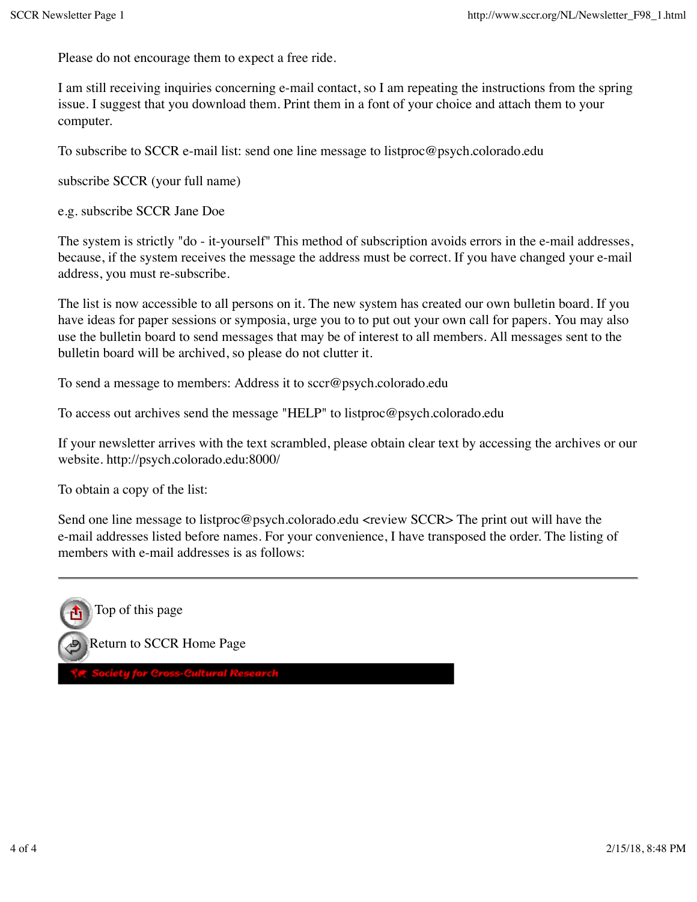Please do not encourage them to expect a free ride.

I am still receiving inquiries concerning e-mail contact, so I am repeating the instructions from the spring issue. I suggest that you download them. Print them in a font of your choice and attach them to your computer.

To subscribe to SCCR e-mail list: send one line message to listproc@psych.colorado.edu

subscribe SCCR (your full name)

e.g. subscribe SCCR Jane Doe

The system is strictly "do - it-yourself" This method of subscription avoids errors in the e-mail addresses, because, if the system receives the message the address must be correct. If you have changed your e-mail address, you must re-subscribe.

The list is now accessible to all persons on it. The new system has created our own bulletin board. If you have ideas for paper sessions or symposia, urge you to to put out your own call for papers. You may also use the bulletin board to send messages that may be of interest to all members. All messages sent to the bulletin board will be archived, so please do not clutter it.

To send a message to members: Address it to sccr@psych.colorado.edu

To access out archives send the message "HELP" to listproc@psych.colorado.edu

If your newsletter arrives with the text scrambled, please obtain clear text by accessing the archives or our website. http://psych.colorado.edu:8000/

To obtain a copy of the list:

Send one line message to listproc@psych.colorado.edu <review SCCR> The print out will have the e-mail addresses listed before names. For your convenience, I have transposed the order. The listing of members with e-mail addresses is as follows:

---

Top of this page

Return to SCCR Home Page

Society for Cross-Cultural Research